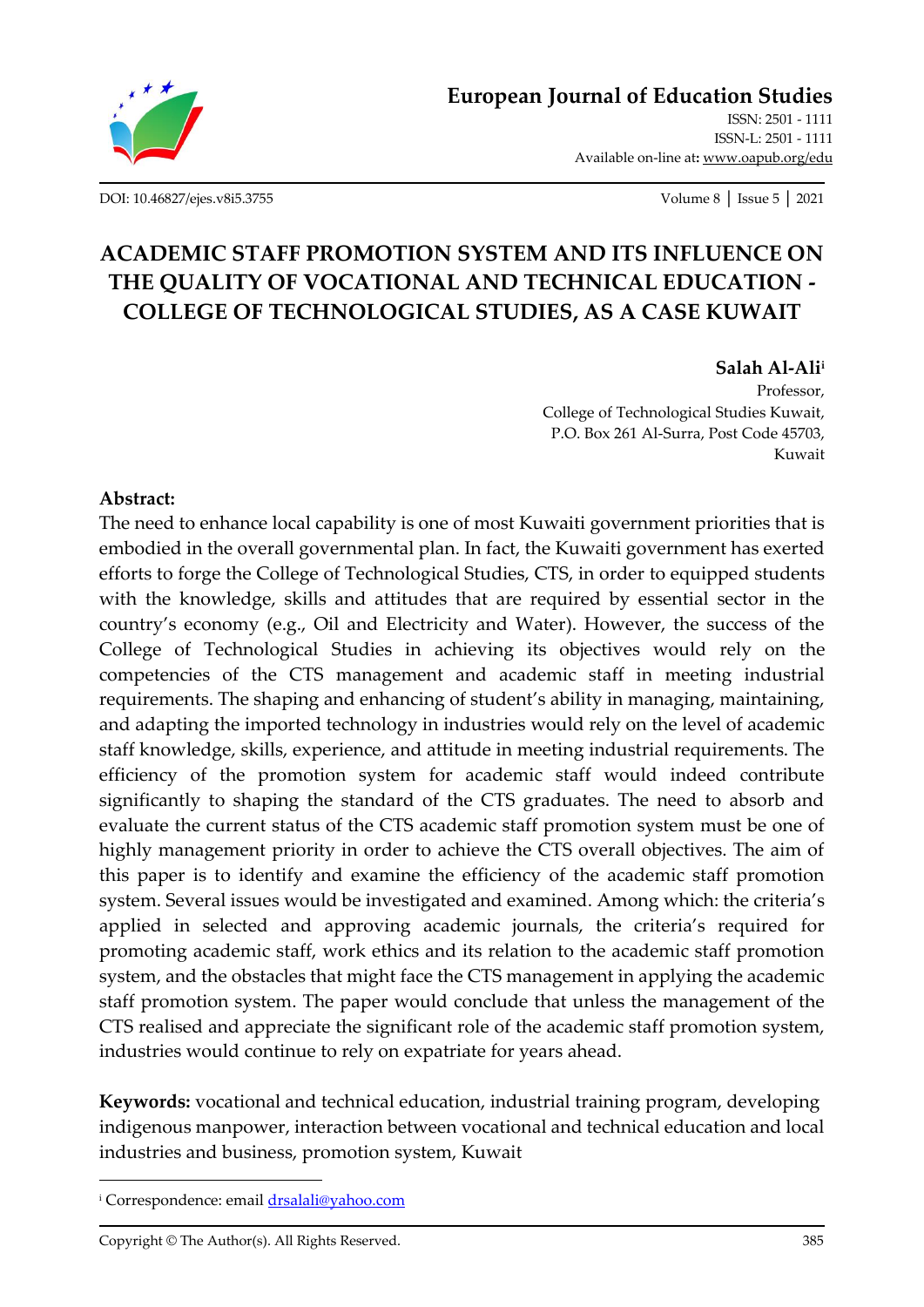# ACADEMIC STAFF PROMOTION SYSTEM AND ITS INFLUENCE ON THE QUALITY OF VOCATIONAL AND TECHNICAL EDUCATION - COLLEGE OF TECHNOLOGICAL STUDIES, AS A CASE KUWAIT

**Salah Al-Ali**[i]

Professor,
College of Technological Studies Kuwait,
P.O. Box 261 Al-Surra, Post Code 45703,
Kuwait

**Abstract:**

The need to enhance local capability is one of most Kuwaiti government priorities that is embodied in the overall governmental plan. In fact, the Kuwaiti government has exerted efforts to forge the College of Technological Studies, CTS, in order to equipped students with the knowledge, skills and attitudes that are required by essential sector in the country's economy (e.g., Oil and Electricity and Water). However, the success of the College of Technological Studies in achieving its objectives would rely on the competencies of the CTS management and academic staff in meeting industrial requirements. The shaping and enhancing of student's ability in managing, maintaining, and adapting the imported technology in industries would rely on the level of academic staff knowledge, skills, experience, and attitude in meeting industrial requirements. The efficiency of the promotion system for academic staff would indeed contribute significantly to shaping the standard of the CTS graduates. The need to absorb and evaluate the current status of the CTS academic staff promotion system must be one of highly management priority in order to achieve the CTS overall objectives. The aim of this paper is to identify and examine the efficiency of the academic staff promotion system. Several issues would be investigated and examined. Among which: the criteria's applied in selected and approving academic journals, the criteria's required for promoting academic staff, work ethics and its relation to the academic staff promotion system, and the obstacles that might face the CTS management in applying the academic staff promotion system. The paper would conclude that unless the management of the CTS realised and appreciate the significant role of the academic staff promotion system, industries would continue to rely on expatriate for years ahead.

**Keywords:** vocational and technical education, industrial training program, developing indigenous manpower, interaction between vocational and technical education and local industries and business, promotion system, Kuwait

---

[i] Correspondence: email drsalali@yahoo.com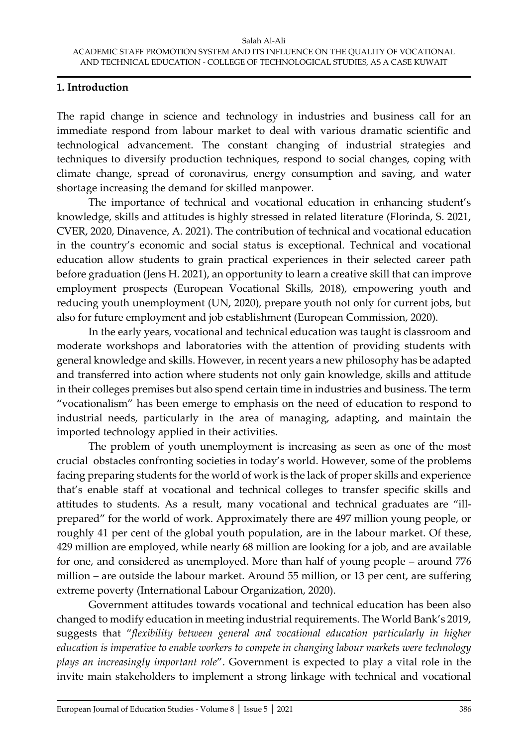## 1. Introduction

The rapid change in science and technology in industries and business call for an immediate respond from labour market to deal with various dramatic scientific and technological advancement. The constant changing of industrial strategies and techniques to diversify production techniques, respond to social changes, coping with climate change, spread of coronavirus, energy consumption and saving, and water shortage increasing the demand for skilled manpower.

The importance of technical and vocational education in enhancing student's knowledge, skills and attitudes is highly stressed in related literature (Florinda, S. 2021, CVER, 2020, Dinavence, A. 2021). The contribution of technical and vocational education in the country's economic and social status is exceptional. Technical and vocational education allow students to grain practical experiences in their selected career path before graduation (Jens H. 2021), an opportunity to learn a creative skill that can improve employment prospects (European Vocational Skills, 2018), empowering youth and reducing youth unemployment (UN, 2020), prepare youth not only for current jobs, but also for future employment and job establishment (European Commission, 2020).

In the early years, vocational and technical education was taught is classroom and moderate workshops and laboratories with the attention of providing students with general knowledge and skills. However, in recent years a new philosophy has be adapted and transferred into action where students not only gain knowledge, skills and attitude in their colleges premises but also spend certain time in industries and business. The term "vocationalism" has been emerge to emphasis on the need of education to respond to industrial needs, particularly in the area of managing, adapting, and maintain the imported technology applied in their activities.

The problem of youth unemployment is increasing as seen as one of the most crucial obstacles confronting societies in today's world. However, some of the problems facing preparing students for the world of work is the lack of proper skills and experience that's enable staff at vocational and technical colleges to transfer specific skills and attitudes to students. As a result, many vocational and technical graduates are "ill-prepared" for the world of work. Approximately there are 497 million young people, or roughly 41 per cent of the global youth population, are in the labour market. Of these, 429 million are employed, while nearly 68 million are looking for a job, and are available for one, and considered as unemployed. More than half of young people – around 776 million – are outside the labour market. Around 55 million, or 13 per cent, are suffering extreme poverty (International Labour Organization, 2020).

Government attitudes towards vocational and technical education has been also changed to modify education in meeting industrial requirements. The World Bank's 2019, suggests that "*flexibility between general and vocational education particularly in higher education is imperative to enable workers to compete in changing labour markets were technology plays an increasingly important role*". Government is expected to play a vital role in the invite main stakeholders to implement a strong linkage with technical and vocational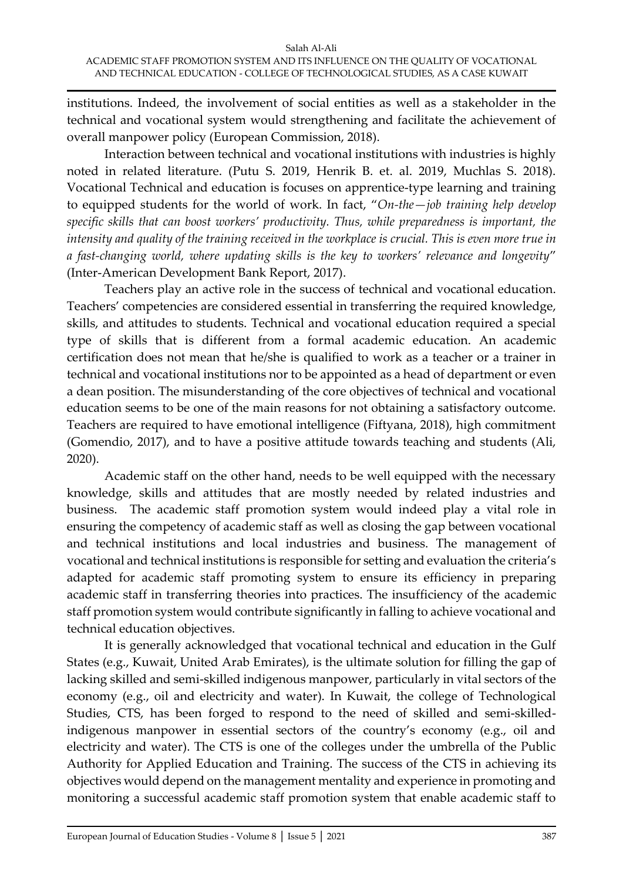institutions. Indeed, the involvement of social entities as well as a stakeholder in the technical and vocational system would strengthening and facilitate the achievement of overall manpower policy (European Commission, 2018).

Interaction between technical and vocational institutions with industries is highly noted in related literature. (Putu S. 2019, Henrik B. et. al. 2019, Muchlas S. 2018). Vocational Technical and education is focuses on apprentice-type learning and training to equipped students for the world of work. In fact, "*On-the—job training help develop specific skills that can boost workers' productivity. Thus, while preparedness is important, the intensity and quality of the training received in the workplace is crucial. This is even more true in a fast-changing world, where updating skills is the key to workers' relevance and longevity*" (Inter-American Development Bank Report, 2017).

Teachers play an active role in the success of technical and vocational education. Teachers' competencies are considered essential in transferring the required knowledge, skills, and attitudes to students. Technical and vocational education required a special type of skills that is different from a formal academic education. An academic certification does not mean that he/she is qualified to work as a teacher or a trainer in technical and vocational institutions nor to be appointed as a head of department or even a dean position. The misunderstanding of the core objectives of technical and vocational education seems to be one of the main reasons for not obtaining a satisfactory outcome. Teachers are required to have emotional intelligence (Fiftyana, 2018), high commitment (Gomendio, 2017), and to have a positive attitude towards teaching and students (Ali, 2020).

Academic staff on the other hand, needs to be well equipped with the necessary knowledge, skills and attitudes that are mostly needed by related industries and business. The academic staff promotion system would indeed play a vital role in ensuring the competency of academic staff as well as closing the gap between vocational and technical institutions and local industries and business. The management of vocational and technical institutions is responsible for setting and evaluation the criteria's adapted for academic staff promoting system to ensure its efficiency in preparing academic staff in transferring theories into practices. The insufficiency of the academic staff promotion system would contribute significantly in falling to achieve vocational and technical education objectives.

It is generally acknowledged that vocational technical and education in the Gulf States (e.g., Kuwait, United Arab Emirates), is the ultimate solution for filling the gap of lacking skilled and semi-skilled indigenous manpower, particularly in vital sectors of the economy (e.g., oil and electricity and water). In Kuwait, the college of Technological Studies, CTS, has been forged to respond to the need of skilled and semi-skilled-indigenous manpower in essential sectors of the country's economy (e.g., oil and electricity and water). The CTS is one of the colleges under the umbrella of the Public Authority for Applied Education and Training. The success of the CTS in achieving its objectives would depend on the management mentality and experience in promoting and monitoring a successful academic staff promotion system that enable academic staff to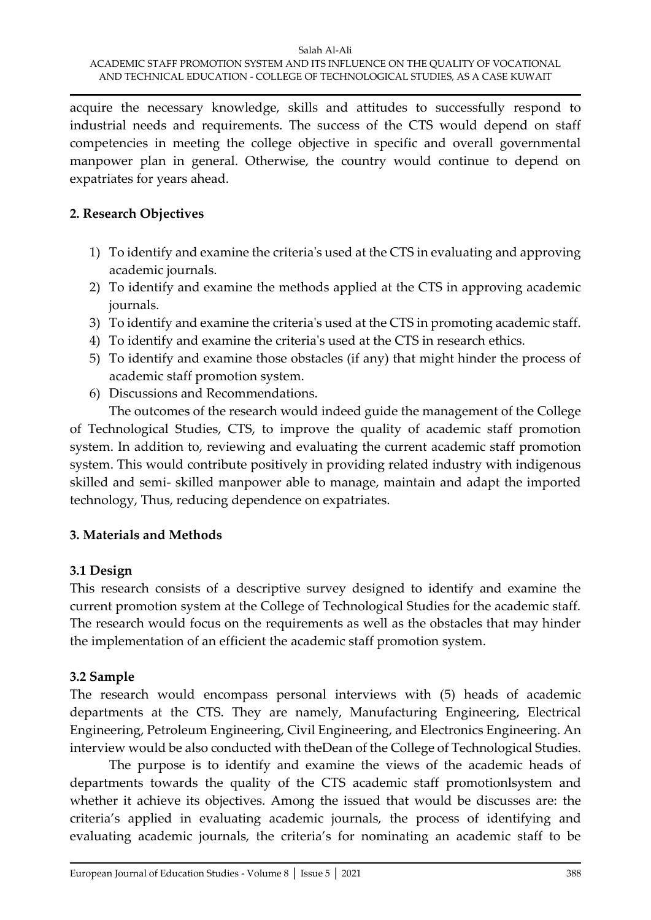acquire the necessary knowledge, skills and attitudes to successfully respond to industrial needs and requirements. The success of the CTS would depend on staff competencies in meeting the college objective in specific and overall governmental manpower plan in general. Otherwise, the country would continue to depend on expatriates for years ahead.

## 2. Research Objectives

1) To identify and examine the criteria's used at the CTS in evaluating and approving academic journals.
2) To identify and examine the methods applied at the CTS in approving academic journals.
3) To identify and examine the criteria's used at the CTS in promoting academic staff.
4) To identify and examine the criteria's used at the CTS in research ethics.
5) To identify and examine those obstacles (if any) that might hinder the process of academic staff promotion system.
6) Discussions and Recommendations.

The outcomes of the research would indeed guide the management of the College of Technological Studies, CTS, to improve the quality of academic staff promotion system. In addition to, reviewing and evaluating the current academic staff promotion system. This would contribute positively in providing related industry with indigenous skilled and semi- skilled manpower able to manage, maintain and adapt the imported technology, Thus, reducing dependence on expatriates.

## 3. Materials and Methods

### 3.1 Design

This research consists of a descriptive survey designed to identify and examine the current promotion system at the College of Technological Studies for the academic staff. The research would focus on the requirements as well as the obstacles that may hinder the implementation of an efficient the academic staff promotion system.

### 3.2 Sample

The research would encompass personal interviews with (5) heads of academic departments at the CTS. They are namely, Manufacturing Engineering, Electrical Engineering, Petroleum Engineering, Civil Engineering, and Electronics Engineering. An interview would be also conducted with theDean of the College of Technological Studies.

The purpose is to identify and examine the views of the academic heads of departments towards the quality of the CTS academic staff promotionlsystem and whether it achieve its objectives. Among the issued that would be discusses are: the criteria's applied in evaluating academic journals, the process of identifying and evaluating academic journals, the criteria's for nominating an academic staff to be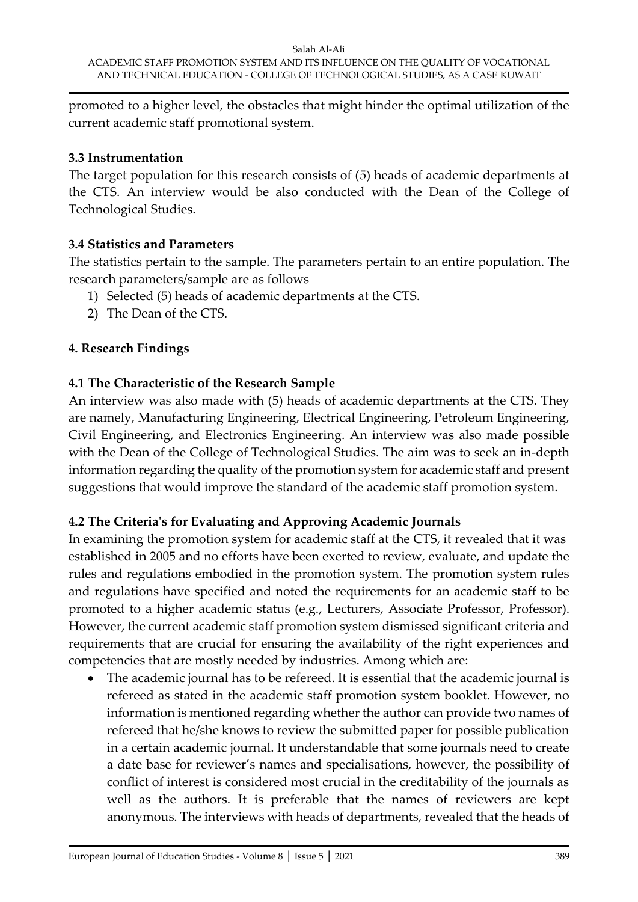promoted to a higher level, the obstacles that might hinder the optimal utilization of the current academic staff promotional system.

### 3.3 Instrumentation

The target population for this research consists of (5) heads of academic departments at the CTS. An interview would be also conducted with the Dean of the College of Technological Studies.

### 3.4 Statistics and Parameters

The statistics pertain to the sample. The parameters pertain to an entire population. The research parameters/sample are as follows

1) Selected (5) heads of academic departments at the CTS.
2) The Dean of the CTS.

## 4. Research Findings

### 4.1 The Characteristic of the Research Sample

An interview was also made with (5) heads of academic departments at the CTS. They are namely, Manufacturing Engineering, Electrical Engineering, Petroleum Engineering, Civil Engineering, and Electronics Engineering. An interview was also made possible with the Dean of the College of Technological Studies. The aim was to seek an in-depth information regarding the quality of the promotion system for academic staff and present suggestions that would improve the standard of the academic staff promotion system.

### 4.2 The Criteria's for Evaluating and Approving Academic Journals

In examining the promotion system for academic staff at the CTS, it revealed that it was established in 2005 and no efforts have been exerted to review, evaluate, and update the rules and regulations embodied in the promotion system. The promotion system rules and regulations have specified and noted the requirements for an academic staff to be promoted to a higher academic status (e.g., Lecturers, Associate Professor, Professor). However, the current academic staff promotion system dismissed significant criteria and requirements that are crucial for ensuring the availability of the right experiences and competencies that are mostly needed by industries. Among which are:

- The academic journal has to be refereed. It is essential that the academic journal is refereed as stated in the academic staff promotion system booklet. However, no information is mentioned regarding whether the author can provide two names of refereed that he/she knows to review the submitted paper for possible publication in a certain academic journal. It understandable that some journals need to create a date base for reviewer's names and specialisations, however, the possibility of conflict of interest is considered most crucial in the creditability of the journals as well as the authors. It is preferable that the names of reviewers are kept anonymous. The interviews with heads of departments, revealed that the heads of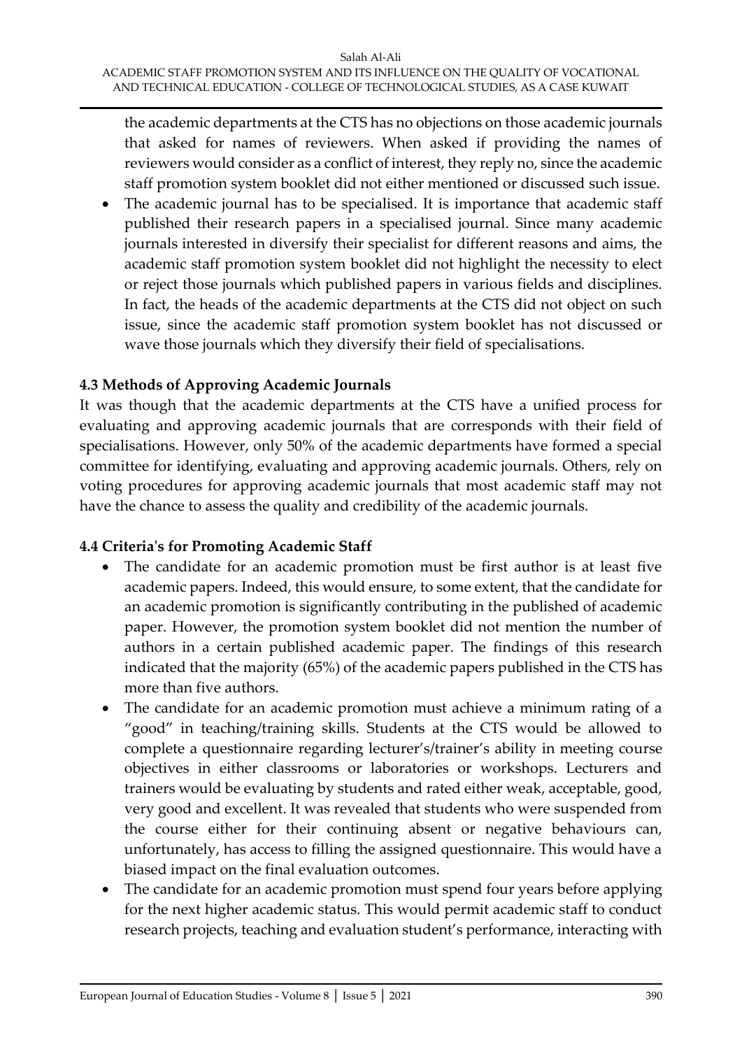the academic departments at the CTS has no objections on those academic journals that asked for names of reviewers. When asked if providing the names of reviewers would consider as a conflict of interest, they reply no, since the academic staff promotion system booklet did not either mentioned or discussed such issue.

- The academic journal has to be specialised. It is importance that academic staff published their research papers in a specialised journal. Since many academic journals interested in diversify their specialist for different reasons and aims, the academic staff promotion system booklet did not highlight the necessity to elect or reject those journals which published papers in various fields and disciplines. In fact, the heads of the academic departments at the CTS did not object on such issue, since the academic staff promotion system booklet has not discussed or wave those journals which they diversify their field of specialisations.

### 4.3 Methods of Approving Academic Journals

It was though that the academic departments at the CTS have a unified process for evaluating and approving academic journals that are corresponds with their field of specialisations. However, only 50% of the academic departments have formed a special committee for identifying, evaluating and approving academic journals. Others, rely on voting procedures for approving academic journals that most academic staff may not have the chance to assess the quality and credibility of the academic journals.

### 4.4 Criteria's for Promoting Academic Staff

- The candidate for an academic promotion must be first author is at least five academic papers. Indeed, this would ensure, to some extent, that the candidate for an academic promotion is significantly contributing in the published of academic paper. However, the promotion system booklet did not mention the number of authors in a certain published academic paper. The findings of this research indicated that the majority (65%) of the academic papers published in the CTS has more than five authors.
- The candidate for an academic promotion must achieve a minimum rating of a "good" in teaching/training skills. Students at the CTS would be allowed to complete a questionnaire regarding lecturer's/trainer's ability in meeting course objectives in either classrooms or laboratories or workshops. Lecturers and trainers would be evaluating by students and rated either weak, acceptable, good, very good and excellent. It was revealed that students who were suspended from the course either for their continuing absent or negative behaviours can, unfortunately, has access to filling the assigned questionnaire. This would have a biased impact on the final evaluation outcomes.
- The candidate for an academic promotion must spend four years before applying for the next higher academic status. This would permit academic staff to conduct research projects, teaching and evaluation student's performance, interacting with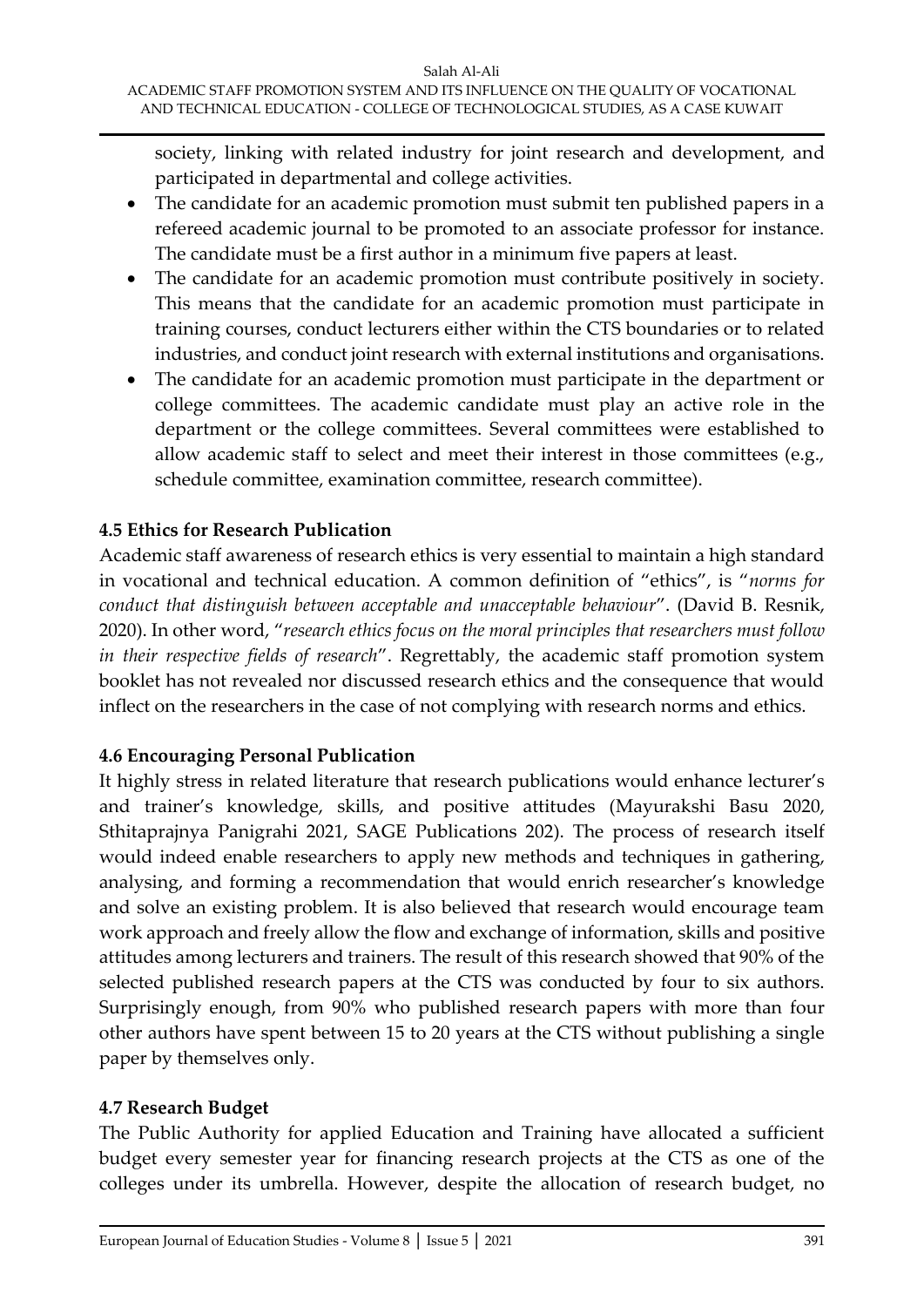society, linking with related industry for joint research and development, and participated in departmental and college activities.

- The candidate for an academic promotion must submit ten published papers in a refereed academic journal to be promoted to an associate professor for instance. The candidate must be a first author in a minimum five papers at least.
- The candidate for an academic promotion must contribute positively in society. This means that the candidate for an academic promotion must participate in training courses, conduct lecturers either within the CTS boundaries or to related industries, and conduct joint research with external institutions and organisations.
- The candidate for an academic promotion must participate in the department or college committees. The academic candidate must play an active role in the department or the college committees. Several committees were established to allow academic staff to select and meet their interest in those committees (e.g., schedule committee, examination committee, research committee).

### 4.5 Ethics for Research Publication

Academic staff awareness of research ethics is very essential to maintain a high standard in vocational and technical education. A common definition of "ethics", is "*norms for conduct that distinguish between acceptable and unacceptable behaviour*". (David B. Resnik, 2020). In other word, "*research ethics focus on the moral principles that researchers must follow in their respective fields of research*". Regrettably, the academic staff promotion system booklet has not revealed nor discussed research ethics and the consequence that would inflect on the researchers in the case of not complying with research norms and ethics.

### 4.6 Encouraging Personal Publication

It highly stress in related literature that research publications would enhance lecturer's and trainer's knowledge, skills, and positive attitudes (Mayurakshi Basu 2020, Sthitaprajnya Panigrahi 2021, SAGE Publications 202). The process of research itself would indeed enable researchers to apply new methods and techniques in gathering, analysing, and forming a recommendation that would enrich researcher's knowledge and solve an existing problem. It is also believed that research would encourage team work approach and freely allow the flow and exchange of information, skills and positive attitudes among lecturers and trainers. The result of this research showed that 90% of the selected published research papers at the CTS was conducted by four to six authors. Surprisingly enough, from 90% who published research papers with more than four other authors have spent between 15 to 20 years at the CTS without publishing a single paper by themselves only.

### 4.7 Research Budget

The Public Authority for applied Education and Training have allocated a sufficient budget every semester year for financing research projects at the CTS as one of the colleges under its umbrella. However, despite the allocation of research budget, no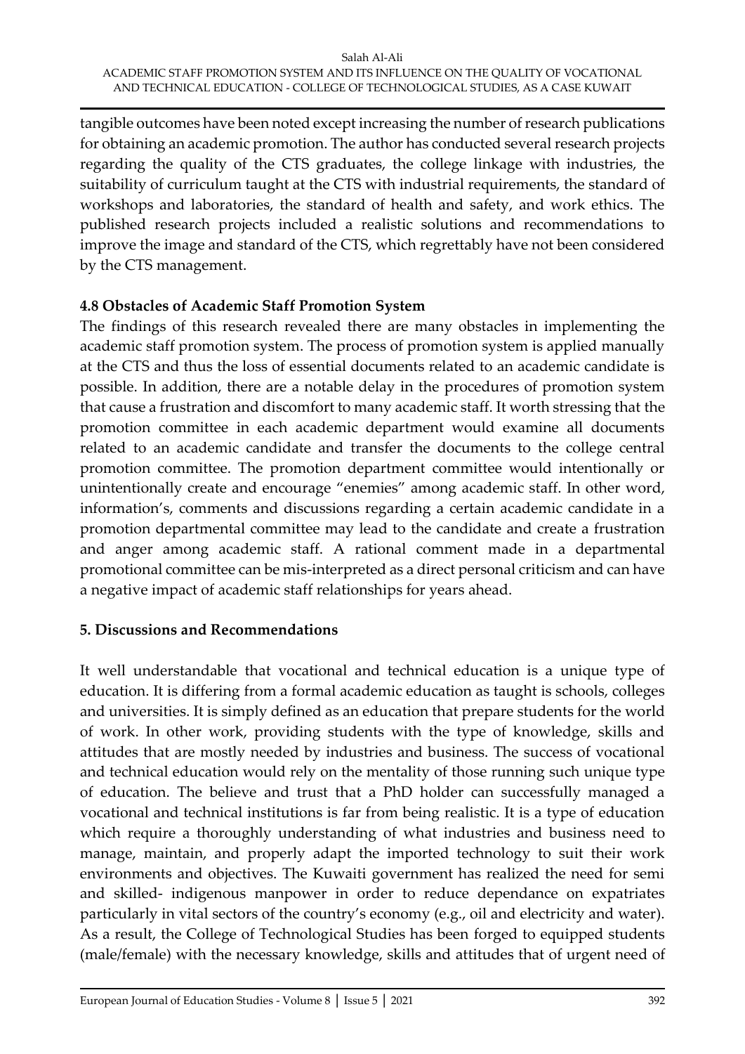tangible outcomes have been noted except increasing the number of research publications for obtaining an academic promotion. The author has conducted several research projects regarding the quality of the CTS graduates, the college linkage with industries, the suitability of curriculum taught at the CTS with industrial requirements, the standard of workshops and laboratories, the standard of health and safety, and work ethics. The published research projects included a realistic solutions and recommendations to improve the image and standard of the CTS, which regrettably have not been considered by the CTS management.

### 4.8 Obstacles of Academic Staff Promotion System

The findings of this research revealed there are many obstacles in implementing the academic staff promotion system. The process of promotion system is applied manually at the CTS and thus the loss of essential documents related to an academic candidate is possible. In addition, there are a notable delay in the procedures of promotion system that cause a frustration and discomfort to many academic staff. It worth stressing that the promotion committee in each academic department would examine all documents related to an academic candidate and transfer the documents to the college central promotion committee. The promotion department committee would intentionally or unintentionally create and encourage "enemies" among academic staff. In other word, information's, comments and discussions regarding a certain academic candidate in a promotion departmental committee may lead to the candidate and create a frustration and anger among academic staff. A rational comment made in a departmental promotional committee can be mis-interpreted as a direct personal criticism and can have a negative impact of academic staff relationships for years ahead.

## 5. Discussions and Recommendations

It well understandable that vocational and technical education is a unique type of education. It is differing from a formal academic education as taught is schools, colleges and universities. It is simply defined as an education that prepare students for the world of work. In other work, providing students with the type of knowledge, skills and attitudes that are mostly needed by industries and business. The success of vocational and technical education would rely on the mentality of those running such unique type of education. The believe and trust that a PhD holder can successfully managed a vocational and technical institutions is far from being realistic. It is a type of education which require a thoroughly understanding of what industries and business need to manage, maintain, and properly adapt the imported technology to suit their work environments and objectives. The Kuwaiti government has realized the need for semi and skilled- indigenous manpower in order to reduce dependance on expatriates particularly in vital sectors of the country's economy (e.g., oil and electricity and water). As a result, the College of Technological Studies has been forged to equipped students (male/female) with the necessary knowledge, skills and attitudes that of urgent need of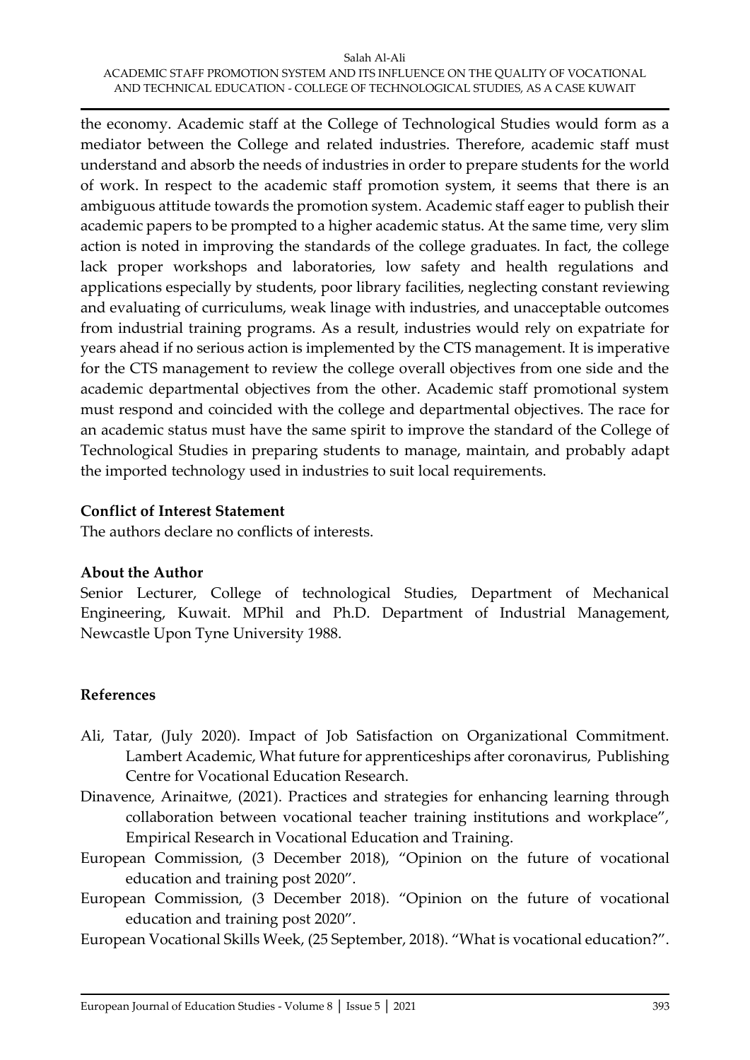the economy. Academic staff at the College of Technological Studies would form as a mediator between the College and related industries. Therefore, academic staff must understand and absorb the needs of industries in order to prepare students for the world of work. In respect to the academic staff promotion system, it seems that there is an ambiguous attitude towards the promotion system. Academic staff eager to publish their academic papers to be prompted to a higher academic status. At the same time, very slim action is noted in improving the standards of the college graduates. In fact, the college lack proper workshops and laboratories, low safety and health regulations and applications especially by students, poor library facilities, neglecting constant reviewing and evaluating of curriculums, weak linage with industries, and unacceptable outcomes from industrial training programs. As a result, industries would rely on expatriate for years ahead if no serious action is implemented by the CTS management. It is imperative for the CTS management to review the college overall objectives from one side and the academic departmental objectives from the other. Academic staff promotional system must respond and coincided with the college and departmental objectives. The race for an academic status must have the same spirit to improve the standard of the College of Technological Studies in preparing students to manage, maintain, and probably adapt the imported technology used in industries to suit local requirements.

**Conflict of Interest Statement**

The authors declare no conflicts of interests.

**About the Author**

Senior Lecturer, College of technological Studies, Department of Mechanical Engineering, Kuwait. MPhil and Ph.D. Department of Industrial Management, Newcastle Upon Tyne University 1988.

**References**

Ali, Tatar, (July 2020). Impact of Job Satisfaction on Organizational Commitment. Lambert Academic, What future for apprenticeships after coronavirus, Publishing Centre for Vocational Education Research.

Dinavence, Arinaitwe, (2021). Practices and strategies for enhancing learning through collaboration between vocational teacher training institutions and workplace", Empirical Research in Vocational Education and Training.

European Commission, (3 December 2018), "Opinion on the future of vocational education and training post 2020".

European Commission, (3 December 2018). "Opinion on the future of vocational education and training post 2020".

European Vocational Skills Week, (25 September, 2018). "What is vocational education?".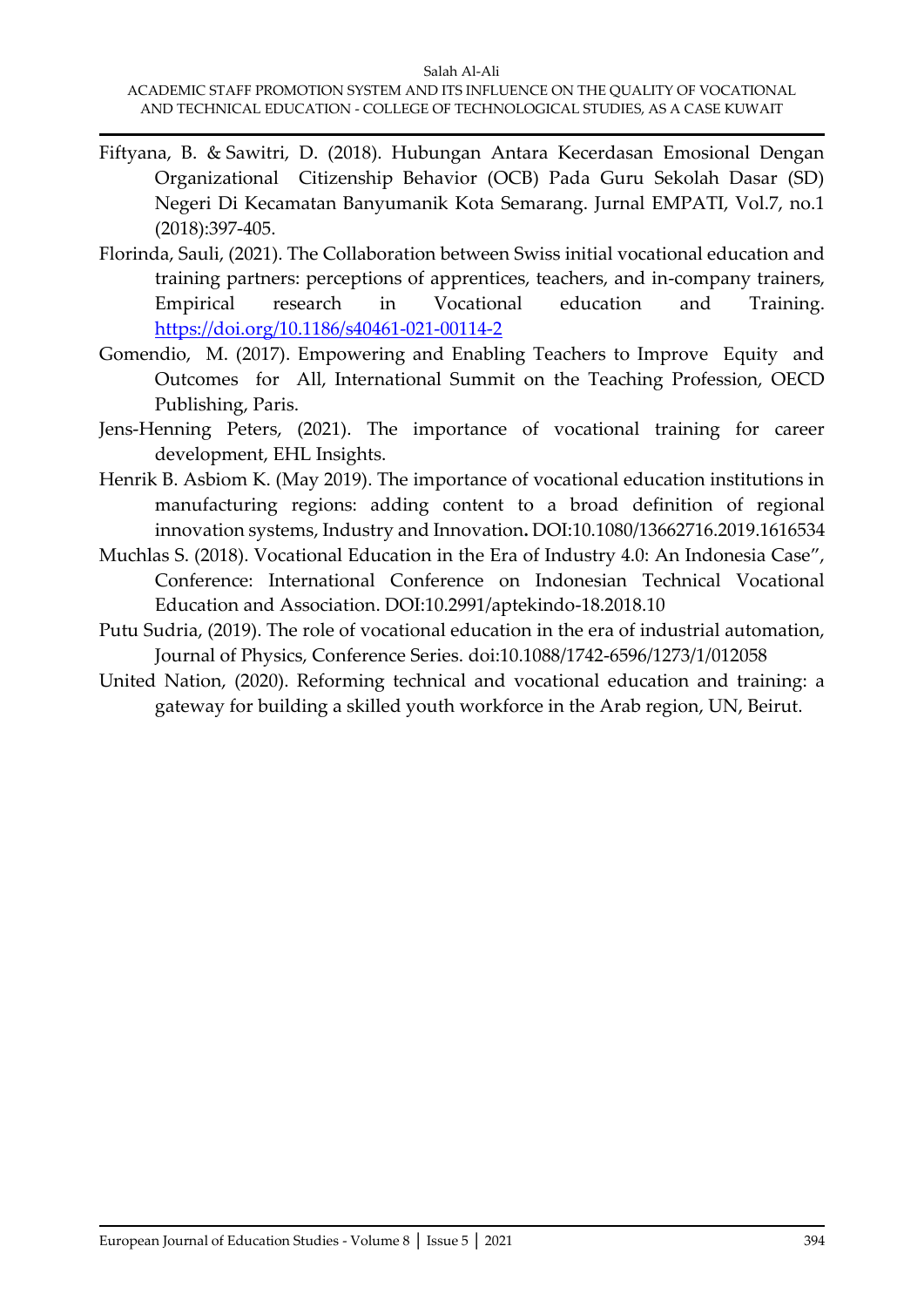Fiftyana, B. & Sawitri, D. (2018). Hubungan Antara Kecerdasan Emosional Dengan Organizational Citizenship Behavior (OCB) Pada Guru Sekolah Dasar (SD) Negeri Di Kecamatan Banyumanik Kota Semarang. Jurnal EMPATI, Vol.7, no.1 (2018):397-405.

Florinda, Sauli, (2021). The Collaboration between Swiss initial vocational education and training partners: perceptions of apprentices, teachers, and in-company trainers, Empirical research in Vocational education and Training. https://doi.org/10.1186/s40461-021-00114-2

Gomendio, M. (2017). Empowering and Enabling Teachers to Improve Equity and Outcomes for All, International Summit on the Teaching Profession, OECD Publishing, Paris.

Jens-Henning Peters, (2021). The importance of vocational training for career development, EHL Insights.

Henrik B. Asbiom K. (May 2019). The importance of vocational education institutions in manufacturing regions: adding content to a broad definition of regional innovation systems, Industry and Innovation**.** DOI:10.1080/13662716.2019.1616534

Muchlas S. (2018). Vocational Education in the Era of Industry 4.0: An Indonesia Case", Conference: International Conference on Indonesian Technical Vocational Education and Association. DOI:10.2991/aptekindo-18.2018.10

Putu Sudria, (2019). The role of vocational education in the era of industrial automation, Journal of Physics, Conference Series. doi:10.1088/1742-6596/1273/1/012058

United Nation, (2020). Reforming technical and vocational education and training: a gateway for building a skilled youth workforce in the Arab region, UN, Beirut.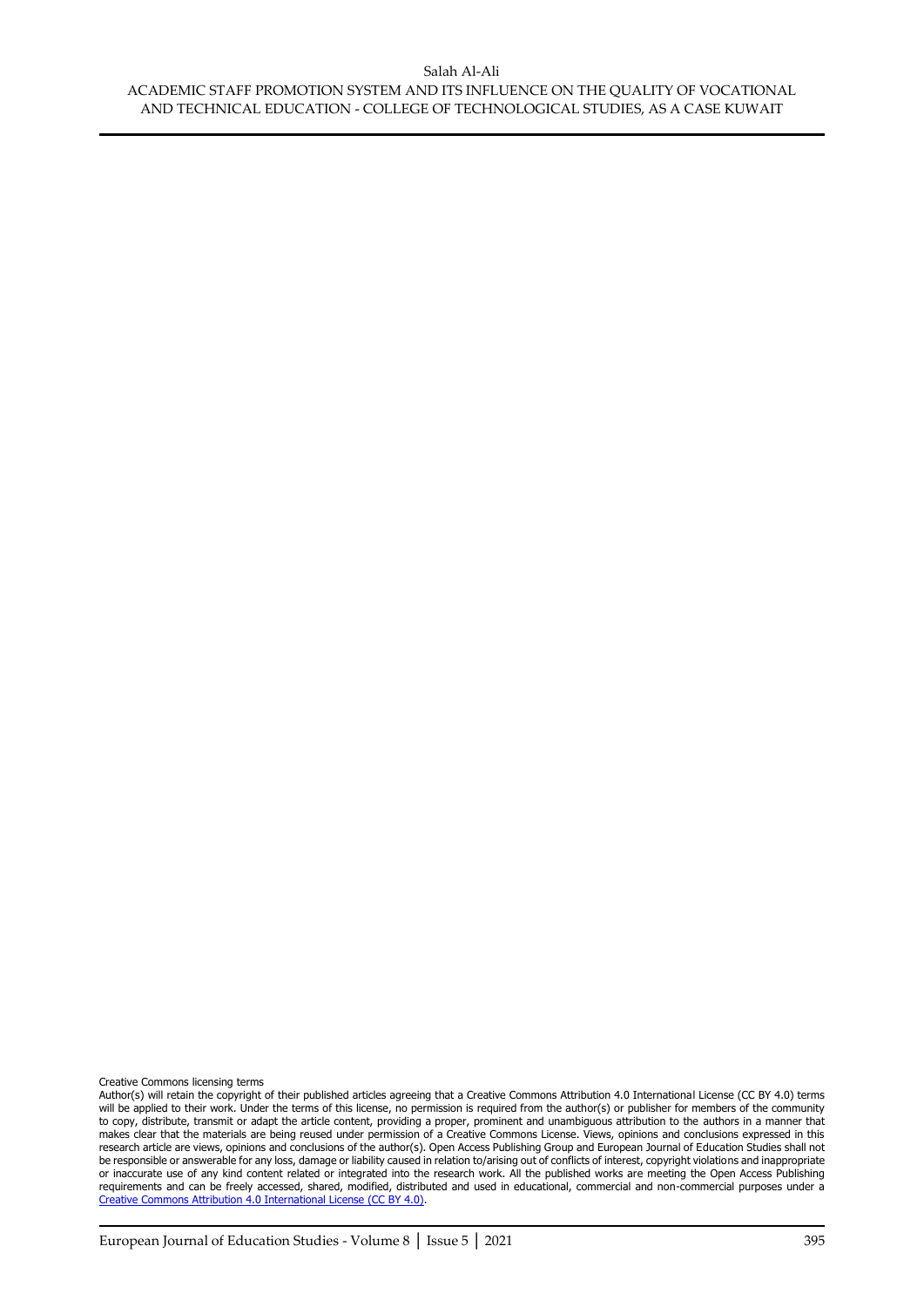Creative Commons licensing terms

Author(s) will retain the copyright of their published articles agreeing that a Creative Commons Attribution 4.0 International License (CC BY 4.0) terms will be applied to their work. Under the terms of this license, no permission is required from the author(s) or publisher for members of the community to copy, distribute, transmit or adapt the article content, providing a proper, prominent and unambiguous attribution to the authors in a manner that makes clear that the materials are being reused under permission of a Creative Commons License. Views, opinions and conclusions expressed in this research article are views, opinions and conclusions of the author(s). Open Access Publishing Group and European Journal of Education Studies shall not be responsible or answerable for any loss, damage or liability caused in relation to/arising out of conflicts of interest, copyright violations and inappropriate or inaccurate use of any kind content related or integrated into the research work. All the published works are meeting the Open Access Publishing requirements and can be freely accessed, shared, modified, distributed and used in educational, commercial and non-commercial purposes under a Creative Commons Attribution 4.0 International License (CC BY 4.0).